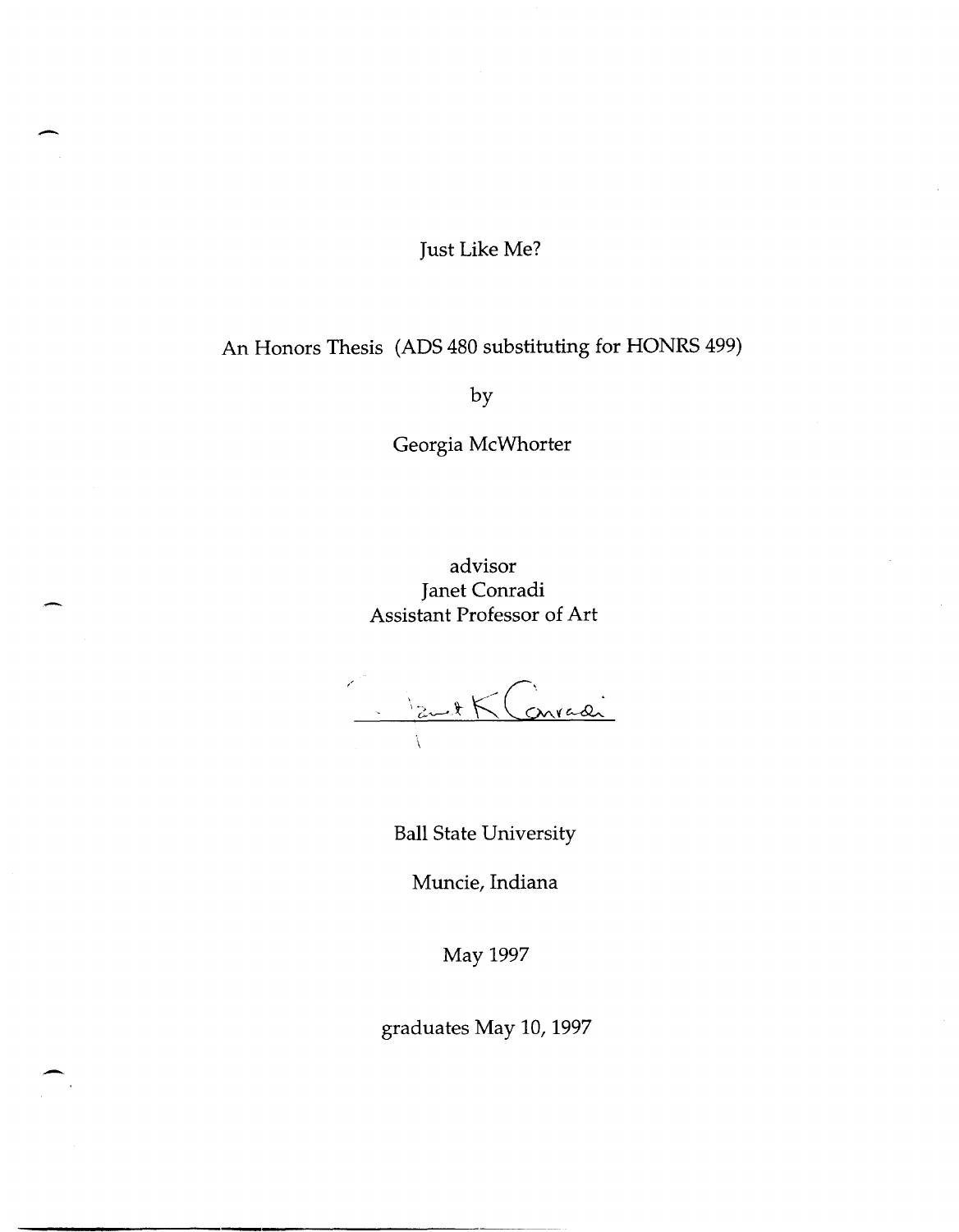# Just Like Me?

An Honors Thesis (ADS 480 substituting for HONRS 499)

by

Georgia McWhorter

advisor
Janet Conradi
Assistant Professor of Art

Janet K Conradi

Ball State University

Muncie, Indiana

May 1997

graduates May 10, 1997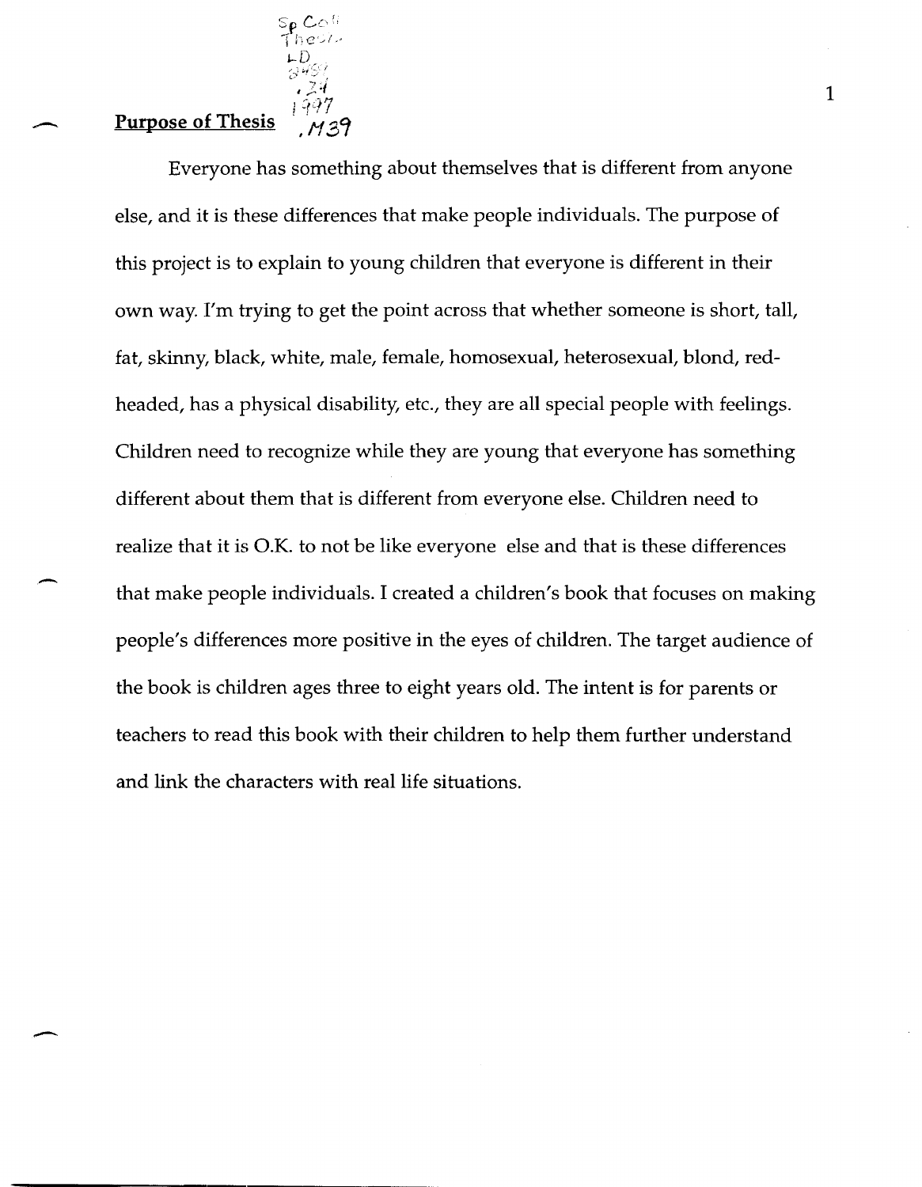## Purpose of Thesis

Everyone has something about themselves that is different from anyone else, and it is these differences that make people individuals. The purpose of this project is to explain to young children that everyone is different in their own way. I'm trying to get the point across that whether someone is short, tall, fat, skinny, black, white, male, female, homosexual, heterosexual, blond, red-headed, has a physical disability, etc., they are all special people with feelings. Children need to recognize while they are young that everyone has something different about them that is different from everyone else. Children need to realize that it is O.K. to not be like everyone else and that is these differences that make people individuals. I created a children's book that focuses on making people's differences more positive in the eyes of children. The target audience of the book is children ages three to eight years old. The intent is for parents or teachers to read this book with their children to help them further understand and link the characters with real life situations.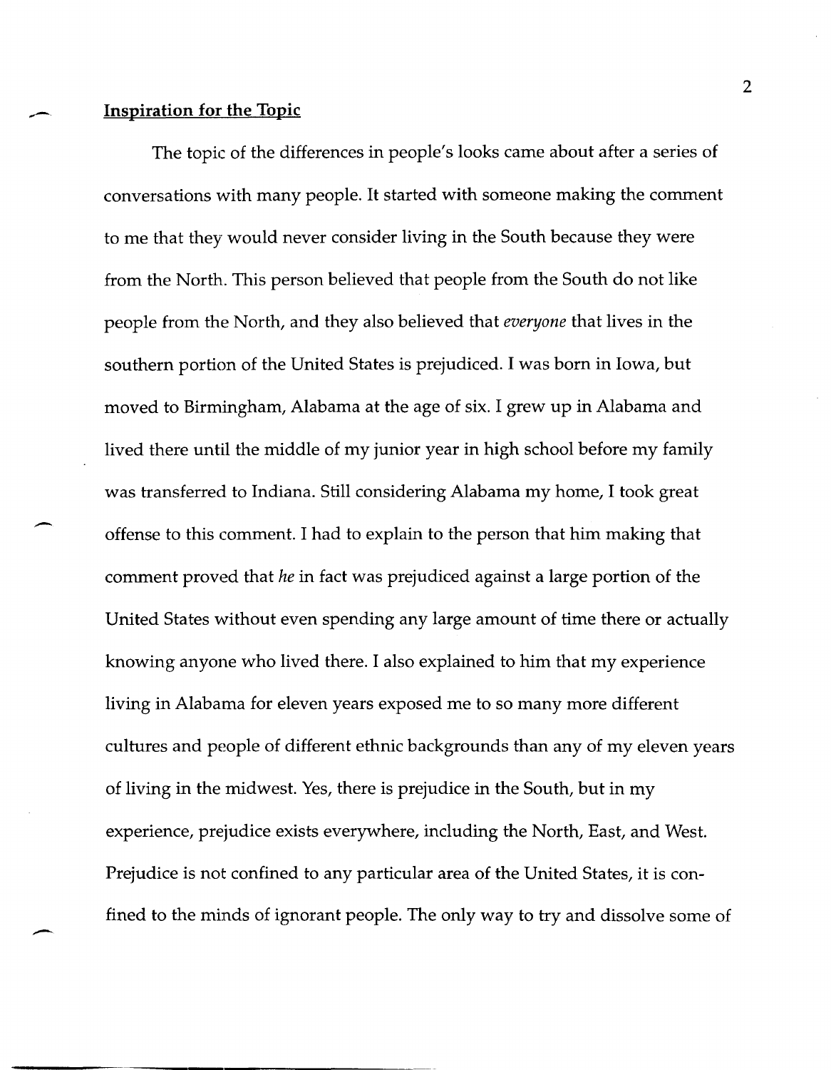## Inspiration for the Topic

The topic of the differences in people's looks came about after a series of conversations with many people. It started with someone making the comment to me that they would never consider living in the South because they were from the North. This person believed that people from the South do not like people from the North, and they also believed that *everyone* that lives in the southern portion of the United States is prejudiced. I was born in Iowa, but moved to Birmingham, Alabama at the age of six. I grew up in Alabama and lived there until the middle of my junior year in high school before my family was transferred to Indiana. Still considering Alabama my home, I took great offense to this comment. I had to explain to the person that him making that comment proved that *he* in fact was prejudiced against a large portion of the United States without even spending any large amount of time there or actually knowing anyone who lived there. I also explained to him that my experience living in Alabama for eleven years exposed me to so many more different cultures and people of different ethnic backgrounds than any of my eleven years of living in the midwest. Yes, there is prejudice in the South, but in my experience, prejudice exists everywhere, including the North, East, and West. Prejudice is not confined to any particular area of the United States, it is confined to the minds of ignorant people. The only way to try and dissolve some of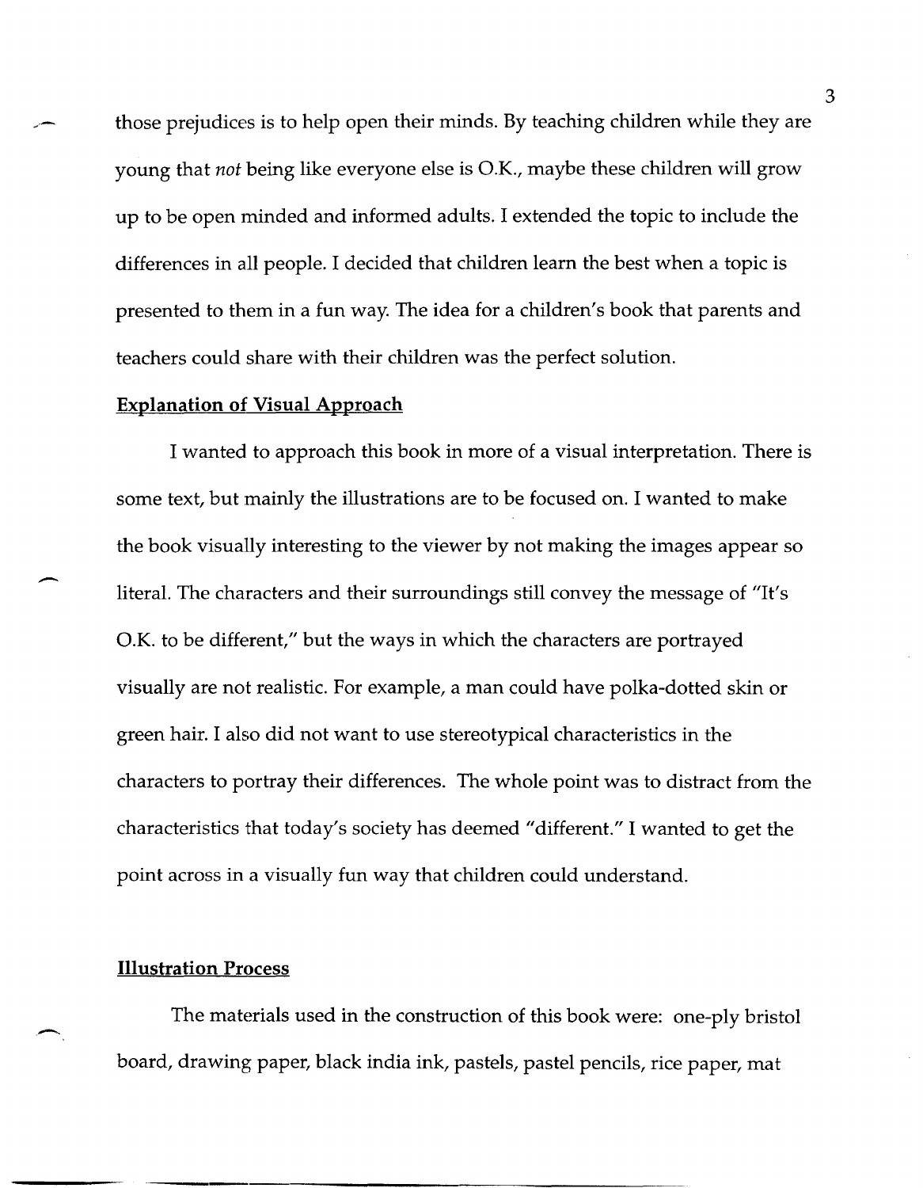those prejudices is to help open their minds. By teaching children while they are young that *not* being like everyone else is O.K., maybe these children will grow up to be open minded and informed adults. I extended the topic to include the differences in all people. I decided that children learn the best when a topic is presented to them in a fun way. The idea for a children's book that parents and teachers could share with their children was the perfect solution.

## Explanation of Visual Approach

I wanted to approach this book in more of a visual interpretation. There is some text, but mainly the illustrations are to be focused on. I wanted to make the book visually interesting to the viewer by not making the images appear so literal. The characters and their surroundings still convey the message of "It's O.K. to be different," but the ways in which the characters are portrayed visually are not realistic. For example, a man could have polka-dotted skin or green hair. I also did not want to use stereotypical characteristics in the characters to portray their differences. The whole point was to distract from the characteristics that today's society has deemed "different." I wanted to get the point across in a visually fun way that children could understand.

## Illustration Process

The materials used in the construction of this book were: one-ply bristol board, drawing paper, black india ink, pastels, pastel pencils, rice paper, mat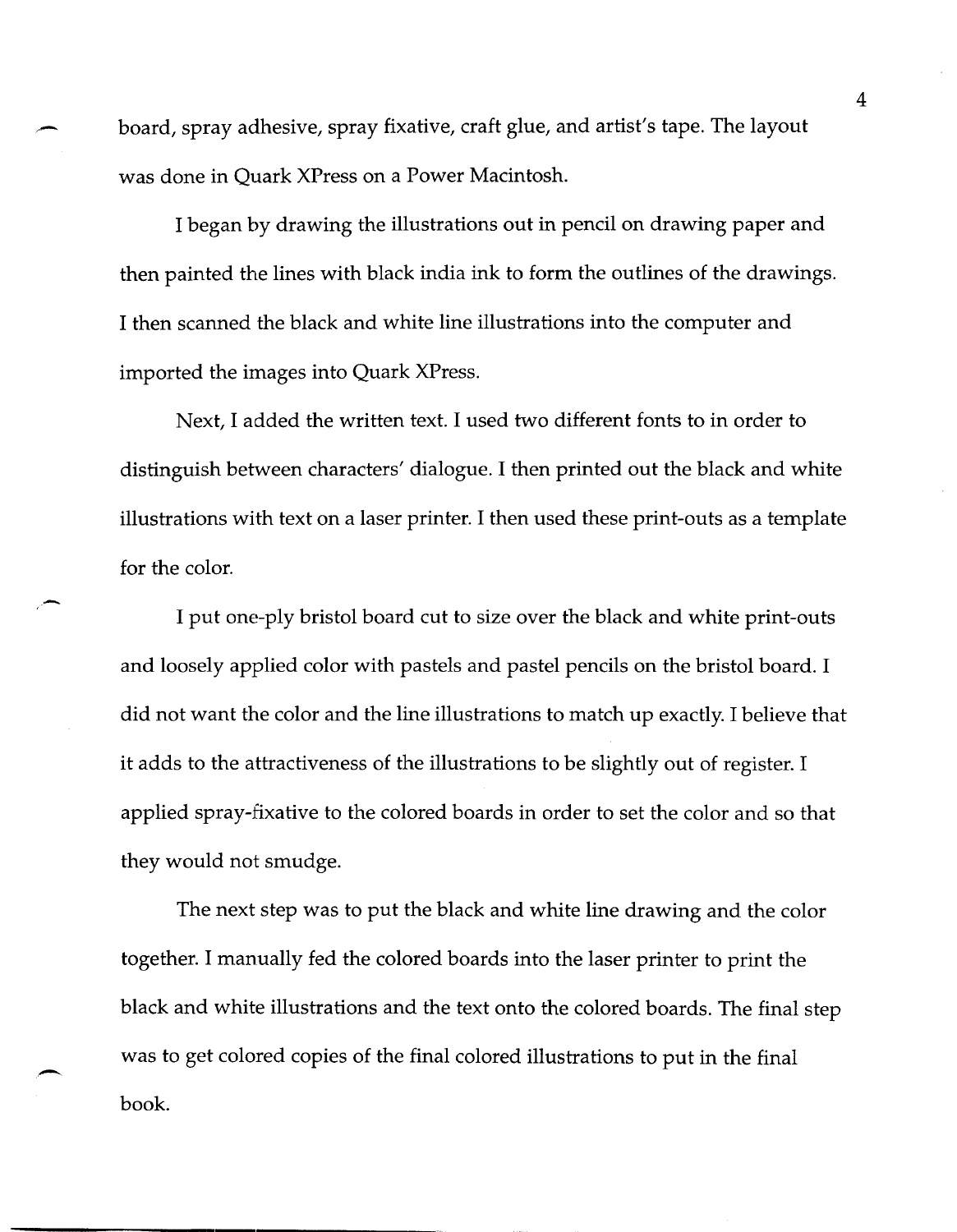board, spray adhesive, spray fixative, craft glue, and artist's tape. The layout was done in Quark XPress on a Power Macintosh.

I began by drawing the illustrations out in pencil on drawing paper and then painted the lines with black india ink to form the outlines of the drawings. I then scanned the black and white line illustrations into the computer and imported the images into Quark XPress.

Next, I added the written text. I used two different fonts to in order to distinguish between characters' dialogue. I then printed out the black and white illustrations with text on a laser printer. I then used these print-outs as a template for the color.

I put one-ply bristol board cut to size over the black and white print-outs and loosely applied color with pastels and pastel pencils on the bristol board. I did not want the color and the line illustrations to match up exactly. I believe that it adds to the attractiveness of the illustrations to be slightly out of register. I applied spray-fixative to the colored boards in order to set the color and so that they would not smudge.

The next step was to put the black and white line drawing and the color together. I manually fed the colored boards into the laser printer to print the black and white illustrations and the text onto the colored boards. The final step was to get colored copies of the final colored illustrations to put in the final book.